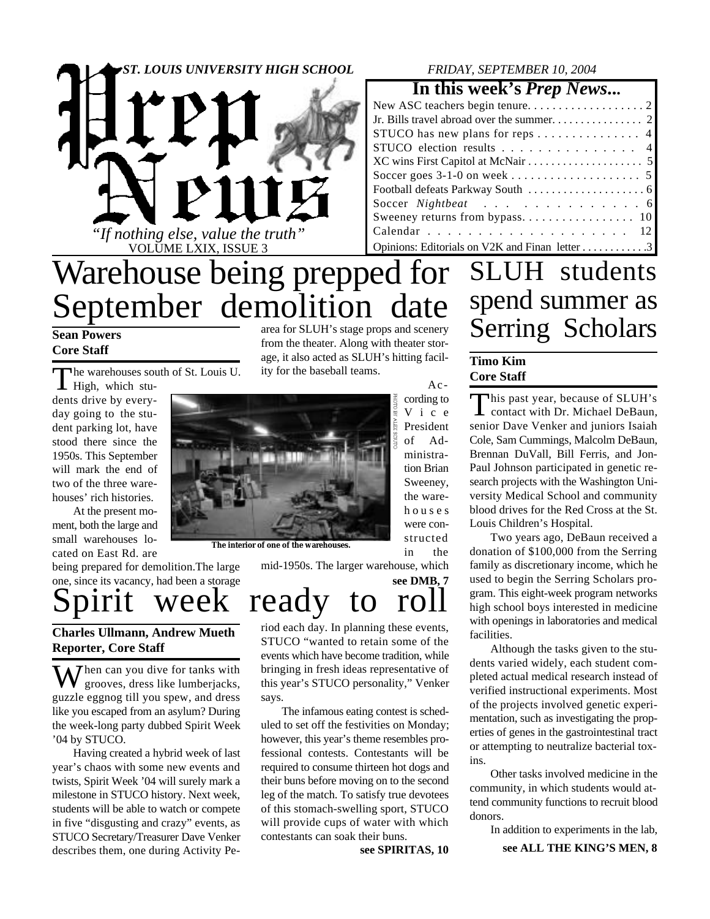# Prep News

*ST. LOUIS UNIVERSITY HIGH SCHOOL* — *FRIDAY, SEPTEMBER 10, 2004*

*"If nothing else, value the truth"*

VOLUME LXIX, ISSUE 3

## In this week's *Prep News*...

| | |
|---|---|
| New ASC teachers begin tenure | 2 |
| Jr. Bills travel abroad over the summer | 2 |
| STUCO has new plans for reps | 4 |
| STUCO election results | 4 |
| XC wins First Capitol at McNair | 5 |
| Soccer goes 3-1-0 on week | 5 |
| Football defeats Parkway South | 6 |
| Soccer *Nightbeat* | 6 |
| Sweeney returns from bypass | 10 |
| Calendar | 12 |
| Opinions: Editorials on V2K and Finan letter | 3 |

# Warehouse being prepped for September demolition date

**Sean Powers**
**Core Staff**

The warehouses south of St. Louis U. High, which students drive by everyday going to the student parking lot, have stood there since the 1950s. This September will mark the end of two of the three warehouses' rich histories.

At the present moment, both the large and small warehouses located on East Rd. are being prepared for demolition. The large one, since its vacancy, had been a storage area for SLUH's stage props and scenery from the theater. Along with theater storage, it also acted as SLUH's hitting facility for the baseball teams.

PHOTO BY ALEX SCIUTO

The interior of one of the warehouses.

According to Vice President of Administration Brian Sweeney, the warehouses were constructed in the mid-1950s. The larger warehouse, which

**see DMB, 7**

# Spirit week ready to roll

**Charles Ullmann, Andrew Mueth**
**Reporter, Core Staff**

When can you dive for tanks with grooves, dress like lumberjacks, guzzle eggnog till you spew, and dress like you escaped from an asylum? During the week-long party dubbed Spirit Week '04 by STUCO.

Having created a hybrid week of last year's chaos with some new events and twists, Spirit Week '04 will surely mark a milestone in STUCO history. Next week, students will be able to watch or compete in five "disgusting and crazy" events, as STUCO Secretary/Treasurer Dave Venker describes them, one during Activity Period each day. In planning these events, STUCO "wanted to retain some of the events which have become tradition, while bringing in fresh ideas representative of this year's STUCO personality," Venker says.

The infamous eating contest is scheduled to set off the festivities on Monday; however, this year's theme resembles professional contests. Contestants will be required to consume thirteen hot dogs and their buns before moving on to the second leg of the match. To satisfy true devotees of this stomach-swelling sport, STUCO will provide cups of water with which contestants can soak their buns.

**see SPIRITAS, 10**

# SLUH students spend summer as Serring Scholars

**Timo Kim**
**Core Staff**

This past year, because of SLUH's contact with Dr. Michael DeBaun, senior Dave Venker and juniors Isaiah Cole, Sam Cummings, Malcolm DeBaun, Brennan DuVall, Bill Ferris, and Jon-Paul Johnson participated in genetic research projects with the Washington University Medical School and community blood drives for the Red Cross at the St. Louis Children's Hospital.

Two years ago, DeBaun received a donation of $100,000 from the Serring family as discretionary income, which he used to begin the Serring Scholars program. This eight-week program networks high school boys interested in medicine with openings in laboratories and medical facilities.

Although the tasks given to the students varied widely, each student completed actual medical research instead of verified instructional experiments. Most of the projects involved genetic experimentation, such as investigating the properties of genes in the gastrointestinal tract or attempting to neutralize bacterial toxins.

Other tasks involved medicine in the community, in which students would attend community functions to recruit blood donors.

In addition to experiments in the lab,

**see ALL THE KING'S MEN, 8**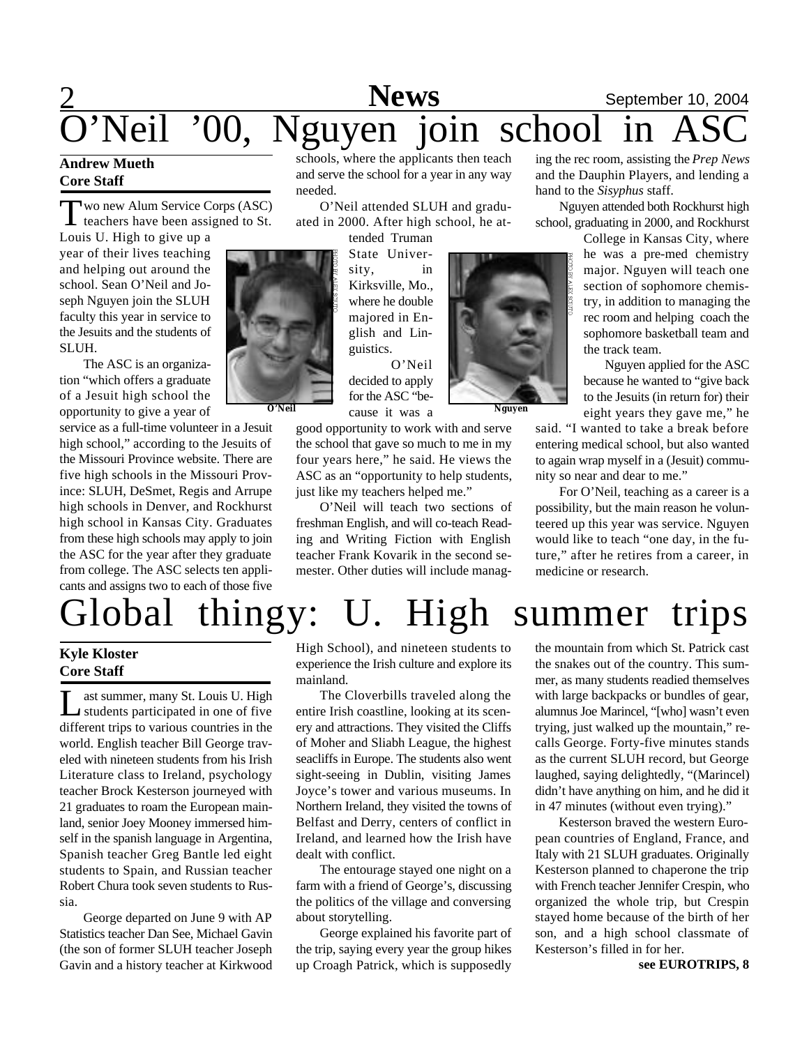# O'Neil '00, Nguyen join school in ASC

**Andrew Mueth**
**Core Staff**

Two new Alum Service Corps (ASC) teachers have been assigned to St. Louis U. High to give up a year of their lives teaching and helping out around the school. Sean O'Neil and Joseph Nguyen join the SLUH faculty this year in service to the Jesuits and the students of SLUH.

The ASC is an organization "which offers a graduate of a Jesuit high school the opportunity to give a year of service as a full-time volunteer in a Jesuit high school," according to the Jesuits of the Missouri Province website. There are five high schools in the Missouri Province: SLUH, DeSmet, Regis and Arrupe high schools in Denver, and Rockhurst high school in Kansas City. Graduates from these high schools may apply to join the ASC for the year after they graduate from college. The ASC selects ten applicants and assigns two to each of those five schools, where the applicants then teach and serve the school for a year in any way needed.

O'Neil attended SLUH and graduated in 2000. After high school, he attended Truman State University, in Kirksville, Mo., where he double majored in English and Linguistics.

PHOTO BY ALEX SCIUTO

O'Neil

O'Neil decided to apply for the ASC "because it was a good opportunity to work with and serve the school that gave so much to me in my four years here," he said. He views the ASC as an "opportunity to help students, just like my teachers helped me."

O'Neil will teach two sections of freshman English, and will co-teach Reading and Writing Fiction with English teacher Frank Kovarik in the second semester. Other duties will include managing the rec room, assisting the *Prep News* and the Dauphin Players, and lending a hand to the *Sisyphus* staff.

Nguyen attended both Rockhurst high school, graduating in 2000, and Rockhurst College in Kansas City, where he was a pre-med chemistry major. Nguyen will teach one section of sophomore chemistry, in addition to managing the rec room and helping coach the sophomore basketball team and the track team.

PHOTO BY ALEX SCIUTO

Nguyen

Nguyen applied for the ASC because he wanted to "give back to the Jesuits (in return for) their eight years they gave me," he said. "I wanted to take a break before entering medical school, but also wanted to again wrap myself in a (Jesuit) community so near and dear to me."

For O'Neil, teaching as a career is a possibility, but the main reason he volunteered up this year was service. Nguyen would like to teach "one day, in the future," after he retires from a career, in medicine or research.

# Global thingy: U. High summer trips

**Kyle Kloster**
**Core Staff**

Last summer, many St. Louis U. High students participated in one of five different trips to various countries in the world. English teacher Bill George traveled with nineteen students from his Irish Literature class to Ireland, psychology teacher Brock Kesterson journeyed with 21 graduates to roam the European mainland, senior Joey Mooney immersed himself in the spanish language in Argentina, Spanish teacher Greg Bantle led eight students to Spain, and Russian teacher Robert Chura took seven students to Russia.

George departed on June 9 with AP Statistics teacher Dan See, Michael Gavin (the son of former SLUH teacher Joseph Gavin and a history teacher at Kirkwood High School), and nineteen students to experience the Irish culture and explore its mainland.

The Cloverbills traveled along the entire Irish coastline, looking at its scenery and attractions. They visited the Cliffs of Moher and Sliabh League, the highest seacliffs in Europe. The students also went sight-seeing in Dublin, visiting James Joyce's tower and various museums. In Northern Ireland, they visited the towns of Belfast and Derry, centers of conflict in Ireland, and learned how the Irish have dealt with conflict.

The entourage stayed one night on a farm with a friend of George's, discussing the politics of the village and conversing about storytelling.

George explained his favorite part of the trip, saying every year the group hikes up Croagh Patrick, which is supposedly the mountain from which St. Patrick cast the snakes out of the country. This summer, as many students readied themselves with large backpacks or bundles of gear, alumnus Joe Marincel, "[who] wasn't even trying, just walked up the mountain," recalls George. Forty-five minutes stands as the current SLUH record, but George laughed, saying delightedly, "(Marincel) didn't have anything on him, and he did it in 47 minutes (without even trying)."

Kesterson braved the western European countries of England, France, and Italy with 21 SLUH graduates. Originally Kesterson planned to chaperone the trip with French teacher Jennifer Crespin, who organized the whole trip, but Crespin stayed home because of the birth of her son, and a high school classmate of Kesterson's filled in for her.

**see EUROTRIPS, 8**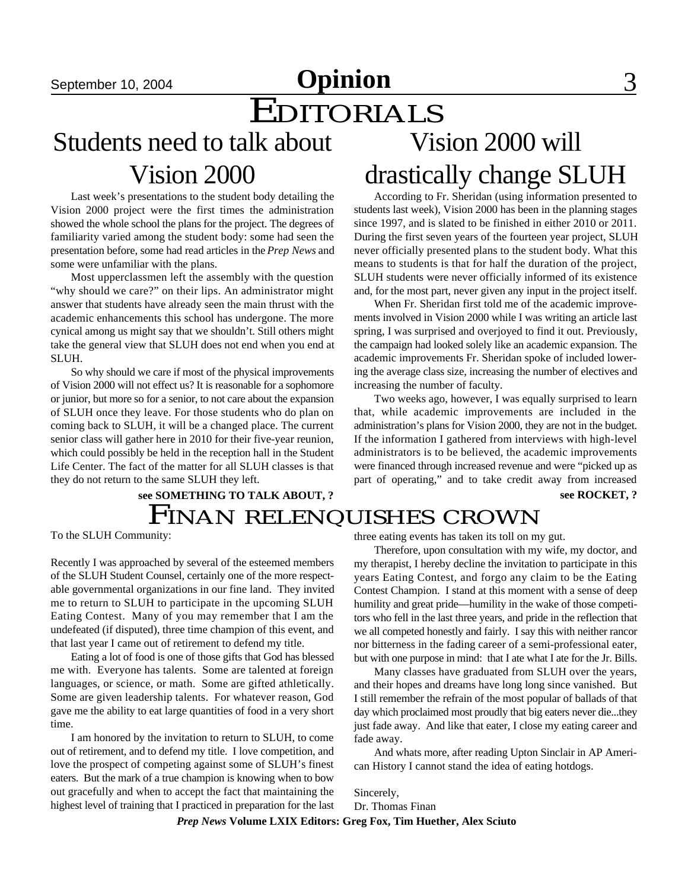# Opinion

# EDITORIALS

## Students need to talk about Vision 2000

Last week's presentations to the student body detailing the Vision 2000 project were the first times the administration showed the whole school the plans for the project. The degrees of familiarity varied among the student body: some had seen the presentation before, some had read articles in the *Prep News* and some were unfamiliar with the plans.

Most upperclassmen left the assembly with the question "why should we care?" on their lips. An administrator might answer that students have already seen the main thrust with the academic enhancements this school has undergone. The more cynical among us might say that we shouldn't. Still others might take the general view that SLUH does not end when you end at SLUH.

So why should we care if most of the physical improvements of Vision 2000 will not effect us? It is reasonable for a sophomore or junior, but more so for a senior, to not care about the expansion of SLUH once they leave. For those students who do plan on coming back to SLUH, it will be a changed place. The current senior class will gather here in 2010 for their five-year reunion, which could possibly be held in the reception hall in the Student Life Center. The fact of the matter for all SLUH classes is that they do not return to the same SLUH they left.

**see SOMETHING TO TALK ABOUT, ?**

## Vision 2000 will drastically change SLUH

According to Fr. Sheridan (using information presented to students last week), Vision 2000 has been in the planning stages since 1997, and is slated to be finished in either 2010 or 2011. During the first seven years of the fourteen year project, SLUH never officially presented plans to the student body. What this means to students is that for half the duration of the project, SLUH students were never officially informed of its existence and, for the most part, never given any input in the project itself.

When Fr. Sheridan first told me of the academic improvements involved in Vision 2000 while I was writing an article last spring, I was surprised and overjoyed to find it out. Previously, the campaign had looked solely like an academic expansion. The academic improvements Fr. Sheridan spoke of included lowering the average class size, increasing the number of electives and increasing the number of faculty.

Two weeks ago, however, I was equally surprised to learn that, while academic improvements are included in the administration's plans for Vision 2000, they are not in the budget. If the information I gathered from interviews with high-level administrators is to be believed, the academic improvements were financed through increased revenue and were "picked up as part of operating," and to take credit away from increased

**see ROCKET, ?**

# FINAN RELENQUISHES CROWN

To the SLUH Community:

Recently I was approached by several of the esteemed members of the SLUH Student Counsel, certainly one of the more respectable governmental organizations in our fine land. They invited me to return to SLUH to participate in the upcoming SLUH Eating Contest. Many of you may remember that I am the undefeated (if disputed), three time champion of this event, and that last year I came out of retirement to defend my title.

Eating a lot of food is one of those gifts that God has blessed me with. Everyone has talents. Some are talented at foreign languages, or science, or math. Some are gifted athletically. Some are given leadership talents. For whatever reason, God gave me the ability to eat large quantities of food in a very short time.

I am honored by the invitation to return to SLUH, to come out of retirement, and to defend my title. I love competition, and love the prospect of competing against some of SLUH's finest eaters. But the mark of a true champion is knowing when to bow out gracefully and when to accept the fact that maintaining the highest level of training that I practiced in preparation for the last three eating events has taken its toll on my gut.

Therefore, upon consultation with my wife, my doctor, and my therapist, I hereby decline the invitation to participate in this years Eating Contest, and forgo any claim to be the Eating Contest Champion. I stand at this moment with a sense of deep humility and great pride—humility in the wake of those competitors who fell in the last three years, and pride in the reflection that we all competed honestly and fairly. I say this with neither rancor nor bitterness in the fading career of a semi-professional eater, but with one purpose in mind: that I ate what I ate for the Jr. Bills.

Many classes have graduated from SLUH over the years, and their hopes and dreams have long long since vanished. But I still remember the refrain of the most popular of ballads of that day which proclaimed most proudly that big eaters never die...they just fade away. And like that eater, I close my eating career and fade away.

And whats more, after reading Upton Sinclair in AP American History I cannot stand the idea of eating hotdogs.

Sincerely,
Dr. Thomas Finan

***Prep News* Volume LXIX Editors: Greg Fox, Tim Huether, Alex Sciuto**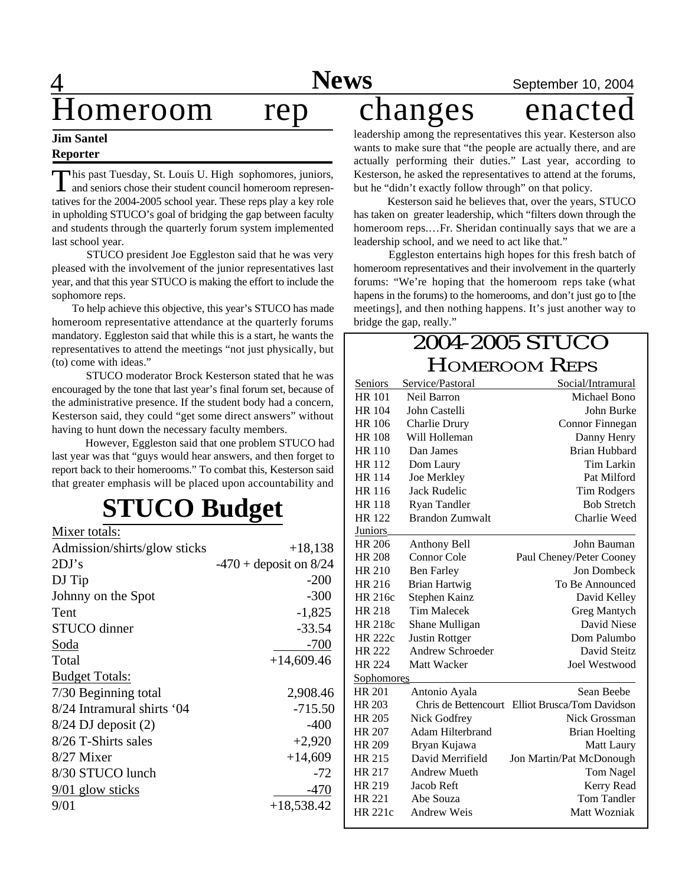# Homeroom rep changes enacted

**Jim Santel**
**Reporter**

This past Tuesday, St. Louis U. High sophomores, juniors, and seniors chose their student council homeroom representatives for the 2004-2005 school year. These reps play a key role in upholding STUCO's goal of bridging the gap between faculty and students through the quarterly forum system implemented last school year.

STUCO president Joe Eggleston said that he was very pleased with the involvement of the junior representatives last year, and that this year STUCO is making the effort to include the sophomore reps.

To help achieve this objective, this year's STUCO has made homeroom representative attendance at the quarterly forums mandatory. Eggleston said that while this is a start, he wants the representatives to attend the meetings "not just physically, but (to) come with ideas."

STUCO moderator Brock Kesterson stated that he was encouraged by the tone that last year's final forum set, because of the administrative presence. If the student body had a concern, Kesterson said, they could "get some direct answers" without having to hunt down the necessary faculty members.

However, Eggleston said that one problem STUCO had last year was that "guys would hear answers, and then forget to report back to their homerooms." To combat this, Kesterson said that greater emphasis will be placed upon accountability and leadership among the representatives this year. Kesterson also wants to make sure that "the people are actually there, and are actually performing their duties." Last year, according to Kesterson, he asked the representatives to attend at the forums, but he "didn't exactly follow through" on that policy.

Kesterson said he believes that, over the years, STUCO has taken on greater leadership, which "filters down through the homeroom reps.…Fr. Sheridan continually says that we are a leadership school, and we need to act like that."

Eggleston entertains high hopes for this fresh batch of homeroom representatives and their involvement in the quarterly forums: "We're hoping that the homeroom reps take (what hapens in the forums) to the homerooms, and don't just go to [the meetings], and then nothing happens. It's just another way to bridge the gap, really."

## STUCO Budget

| Mixer totals: | |
|---|---|
| Admission/shirts/glow sticks | +18,138 |
| 2DJ's | -470 + deposit on 8/24 |
| DJ Tip | -200 |
| Johnny on the Spot | -300 |
| Tent | -1,825 |
| STUCO dinner | -33.54 |
| Soda | -700 |
| Total | +14,609.46 |
| **Budget Totals:** | |
| 7/30 Beginning total | 2,908.46 |
| 8/24 Intramural shirts '04 | -715.50 |
| 8/24 DJ deposit (2) | -400 |
| 8/26 T-Shirts sales | +2,920 |
| 8/27 Mixer | +14,609 |
| 8/30 STUCO lunch | -72 |
| 9/01 glow sticks | -470 |
| 9/01 | +18,538.42 |

## 2004-2005 STUCO Homeroom Reps

| Seniors | Service/Pastoral | Social/Intramural |
|---|---|---|
| HR 101 | Neil Barron | Michael Bono |
| HR 104 | John Castelli | John Burke |
| HR 106 | Charlie Drury | Connor Finnegan |
| HR 108 | Will Holleman | Danny Henry |
| HR 110 | Dan James | Brian Hubbard |
| HR 112 | Dom Laury | Tim Larkin |
| HR 114 | Joe Merkley | Pat Milford |
| HR 116 | Jack Rudelic | Tim Rodgers |
| HR 118 | Ryan Tandler | Bob Stretch |
| HR 122 | Brandon Zumwalt | Charlie Weed |
| **Juniors** | | |
| HR 206 | Anthony Bell | John Bauman |
| HR 208 | Connor Cole | Paul Cheney/Peter Cooney |
| HR 210 | Ben Farley | Jon Dombeck |
| HR 216 | Brian Hartwig | To Be Announced |
| HR 216c | Stephen Kainz | David Kelley |
| HR 218 | Tim Malecek | Greg Mantych |
| HR 218c | Shane Mulligan | David Niese |
| HR 222c | Justin Rottger | Dom Palumbo |
| HR 222 | Andrew Schroeder | David Steitz |
| HR 224 | Matt Wacker | Joel Westwood |
| **Sophomores** | | |
| HR 201 | Antonio Ayala | Sean Beebe |
| HR 203 | Chris de Bettencourt | Elliot Brusca/Tom Davidson |
| HR 205 | Nick Godfrey | Nick Grossman |
| HR 207 | Adam Hilterbrand | Brian Hoelting |
| HR 209 | Bryan Kujawa | Matt Laury |
| HR 215 | David Merrifield | Jon Martin/Pat McDonough |
| HR 217 | Andrew Mueth | Tom Nagel |
| HR 219 | Jacob Reft | Kerry Read |
| HR 221 | Abe Souza | Tom Tandler |
| HR 221c | Andrew Weis | Matt Wozniak |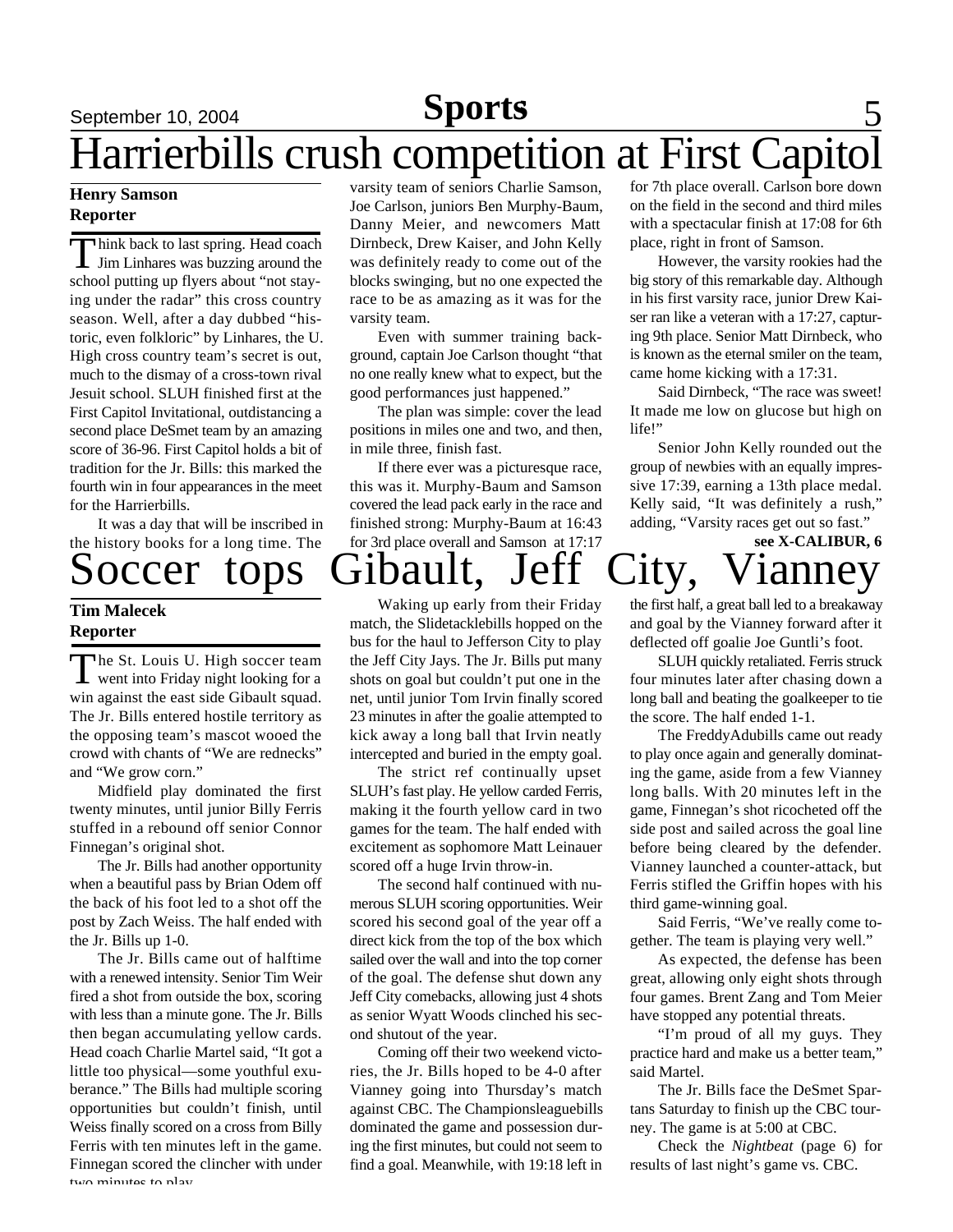# Harrierbills crush competition at First Capitol

**Henry Samson**
**Reporter**

Think back to last spring. Head coach Jim Linhares was buzzing around the school putting up flyers about "not staying under the radar" this cross country season. Well, after a day dubbed "historic, even folkloric" by Linhares, the U. High cross country team's secret is out, much to the dismay of a cross-town rival Jesuit school. SLUH finished first at the First Capitol Invitational, outdistancing a second place DeSmet team by an amazing score of 36-96. First Capitol holds a bit of tradition for the Jr. Bills: this marked the fourth win in four appearances in the meet for the Harrierbills.

It was a day that will be inscribed in the history books for a long time. The varsity team of seniors Charlie Samson, Joe Carlson, juniors Ben Murphy-Baum, Danny Meier, and newcomers Matt Dirnbeck, Drew Kaiser, and John Kelly was definitely ready to come out of the blocks swinging, but no one expected the race to be as amazing as it was for the varsity team.

Even with summer training background, captain Joe Carlson thought "that no one really knew what to expect, but the good performances just happened."

The plan was simple: cover the lead positions in miles one and two, and then, in mile three, finish fast.

If there ever was a picturesque race, this was it. Murphy-Baum and Samson covered the lead pack early in the race and finished strong: Murphy-Baum at 16:43 for 3rd place overall and Samson at 17:17 for 7th place overall. Carlson bore down on the field in the second and third miles with a spectacular finish at 17:08 for 6th place, right in front of Samson.

However, the varsity rookies had the big story of this remarkable day. Although in his first varsity race, junior Drew Kaiser ran like a veteran with a 17:27, capturing 9th place. Senior Matt Dirnbeck, who is known as the eternal smiler on the team, came home kicking with a 17:31.

Said Dirnbeck, "The race was sweet! It made me low on glucose but high on life!"

Senior John Kelly rounded out the group of newbies with an equally impressive 17:39, earning a 13th place medal. Kelly said, "It was definitely a rush," adding, "Varsity races get out so fast."

**see X-CALIBUR, 6**

# Soccer tops Gibault, Jeff City, Vianney

**Tim Malecek**
**Reporter**

The St. Louis U. High soccer team went into Friday night looking for a win against the east side Gibault squad. The Jr. Bills entered hostile territory as the opposing team's mascot wooed the crowd with chants of "We are rednecks" and "We grow corn."

Midfield play dominated the first twenty minutes, until junior Billy Ferris stuffed in a rebound off senior Connor Finnegan's original shot.

The Jr. Bills had another opportunity when a beautiful pass by Brian Odem off the back of his foot led to a shot off the post by Zach Weiss. The half ended with the Jr. Bills up 1-0.

The Jr. Bills came out of halftime with a renewed intensity. Senior Tim Weir fired a shot from outside the box, scoring with less than a minute gone. The Jr. Bills then began accumulating yellow cards. Head coach Charlie Martel said, "It got a little too physical—some youthful exuberance." The Bills had multiple scoring opportunities but couldn't finish, until Weiss finally scored on a cross from Billy Ferris with ten minutes left in the game. Finnegan scored the clincher with under two minutes to play.

Waking up early from their Friday match, the Slidetacklebills hopped on the bus for the haul to Jefferson City to play the Jeff City Jays. The Jr. Bills put many shots on goal but couldn't put one in the net, until junior Tom Irvin finally scored 23 minutes in after the goalie attempted to kick away a long ball that Irvin neatly intercepted and buried in the empty goal.

The strict ref continually upset SLUH's fast play. He yellow carded Ferris, making it the fourth yellow card in two games for the team. The half ended with excitement as sophomore Matt Leinauer scored off a huge Irvin throw-in.

The second half continued with numerous SLUH scoring opportunities. Weir scored his second goal of the year off a direct kick from the top of the box which sailed over the wall and into the top corner of the goal. The defense shut down any Jeff City comebacks, allowing just 4 shots as senior Wyatt Woods clinched his second shutout of the year.

Coming off their two weekend victories, the Jr. Bills hoped to be 4-0 after Vianney going into Thursday's match against CBC. The Championsleaguebills dominated the game and possession during the first minutes, but could not seem to find a goal. Meanwhile, with 19:18 left in the first half, a great ball led to a breakaway and goal by the Vianney forward after it deflected off goalie Joe Guntli's foot.

SLUH quickly retaliated. Ferris struck four minutes later after chasing down a long ball and beating the goalkeeper to tie the score. The half ended 1-1.

The FreddyAdubills came out ready to play once again and generally dominating the game, aside from a few Vianney long balls. With 20 minutes left in the game, Finnegan's shot ricocheted off the side post and sailed across the goal line before being cleared by the defender. Vianney launched a counter-attack, but Ferris stifled the Griffin hopes with his third game-winning goal.

Said Ferris, "We've really come together. The team is playing very well."

As expected, the defense has been great, allowing only eight shots through four games. Brent Zang and Tom Meier have stopped any potential threats.

"I'm proud of all my guys. They practice hard and make us a better team," said Martel.

The Jr. Bills face the DeSmet Spartans Saturday to finish up the CBC tourney. The game is at 5:00 at CBC.

Check the *Nightbeat* (page 6) for results of last night's game vs. CBC.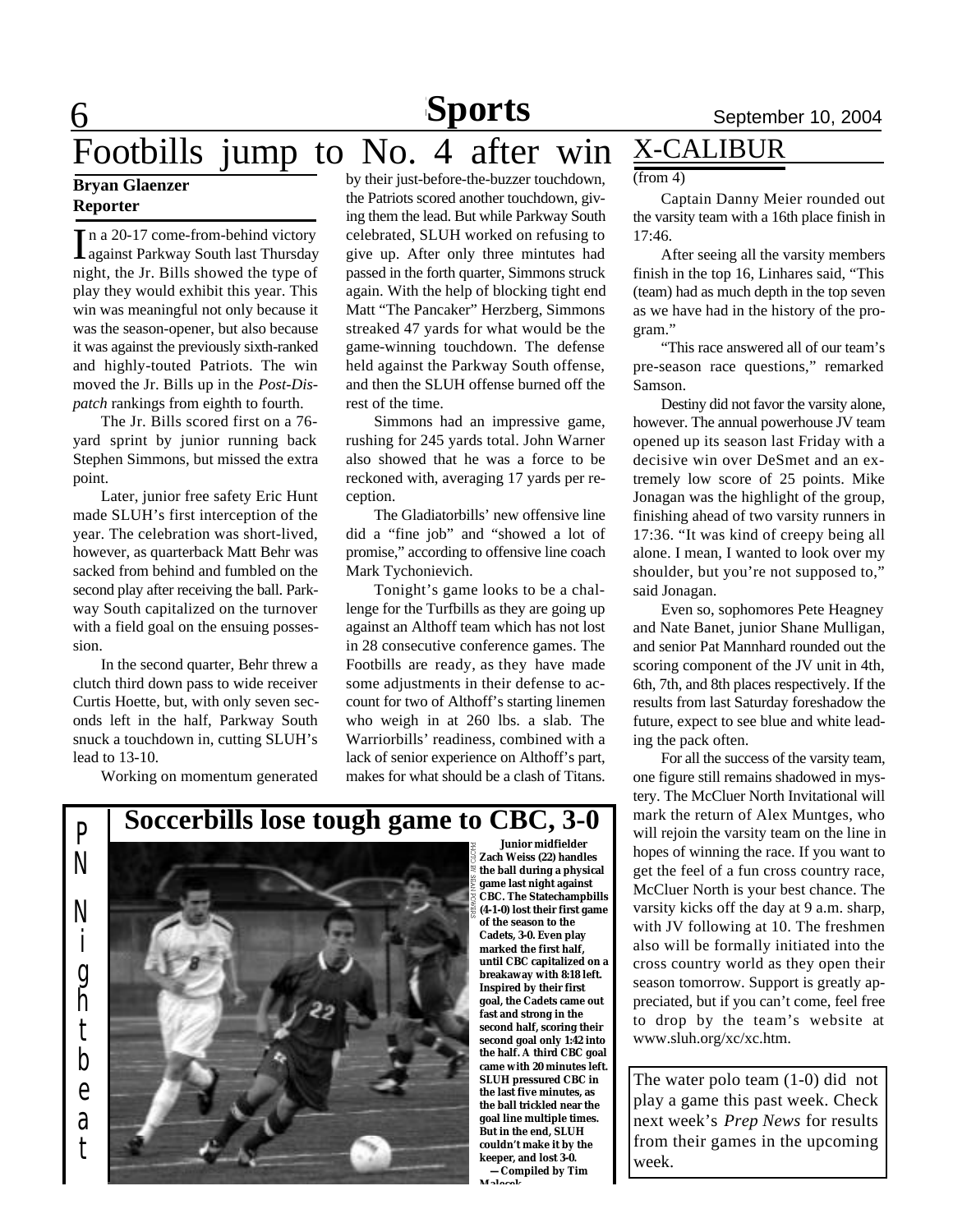# Footbills jump to No. 4 after win

**Bryan Glaenzer**
**Reporter**

In a 20-17 come-from-behind victory against Parkway South last Thursday night, the Jr. Bills showed the type of play they would exhibit this year. This win was meaningful not only because it was the season-opener, but also because it was against the previously sixth-ranked and highly-touted Patriots. The win moved the Jr. Bills up in the *Post-Dispatch* rankings from eighth to fourth.

The Jr. Bills scored first on a 76-yard sprint by junior running back Stephen Simmons, but missed the extra point.

Later, junior free safety Eric Hunt made SLUH's first interception of the year. The celebration was short-lived, however, as quarterback Matt Behr was sacked from behind and fumbled on the second play after receiving the ball. Parkway South capitalized on the turnover with a field goal on the ensuing possession.

In the second quarter, Behr threw a clutch third down pass to wide receiver Curtis Hoette, but, with only seven seconds left in the half, Parkway South snuck a touchdown in, cutting SLUH's lead to 13-10.

Working on momentum generated by their just-before-the-buzzer touchdown, the Patriots scored another touchdown, giving them the lead. But while Parkway South celebrated, SLUH worked on refusing to give up. After only three mintutes had passed in the forth quarter, Simmons struck again. With the help of blocking tight end Matt "The Pancaker" Herzberg, Simmons streaked 47 yards for what would be the game-winning touchdown. The defense held against the Parkway South offense, and then the SLUH offense burned off the rest of the time.

Simmons had an impressive game, rushing for 245 yards total. John Warner also showed that he was a force to be reckoned with, averaging 17 yards per reception.

The Gladiatorbills' new offensive line did a "fine job" and "showed a lot of promise," according to offensive line coach Mark Tychonievich.

Tonight's game looks to be a challenge for the Turfbills as they are going up against an Althoff team which has not lost in 28 consecutive conference games. The Footbills are ready, as they have made some adjustments in their defense to account for two of Althoff's starting linemen who weigh in at 260 lbs. a slab. The Warriorbills' readiness, combined with a lack of senior experience on Althoff's part, makes for what should be a clash of Titans.

# X-CALIBUR

(from 4)

Captain Danny Meier rounded out the varsity team with a 16th place finish in 17:46.

After seeing all the varsity members finish in the top 16, Linhares said, "This (team) had as much depth in the top seven as we have had in the history of the program."

"This race answered all of our team's pre-season race questions," remarked Samson.

Destiny did not favor the varsity alone, however. The annual powerhouse JV team opened up its season last Friday with a decisive win over DeSmet and an extremely low score of 25 points. Mike Jonagan was the highlight of the group, finishing ahead of two varsity runners in 17:36. "It was kind of creepy being all alone. I mean, I wanted to look over my shoulder, but you're not supposed to," said Jonagan.

Even so, sophomores Pete Heagney and Nate Banet, junior Shane Mulligan, and senior Pat Mannhard rounded out the scoring component of the JV unit in 4th, 6th, 7th, and 8th places respectively. If the results from last Saturday foreshadow the future, expect to see blue and white leading the pack often.

For all the success of the varsity team, one figure still remains shadowed in mystery. The McCluer North Invitational will mark the return of Alex Muntges, who will rejoin the varsity team on the line in hopes of winning the race. If you want to get the feel of a fun cross country race, McCluer North is your best chance. The varsity kicks off the day at 9 a.m. sharp, with JV following at 10. The freshmen also will be formally initiated into the cross country world as they open their season tomorrow. Support is greatly appreciated, but if you can't come, feel free to drop by the team's website at www.sluh.org/xc/xc.htm.

## PN Nightbeat

### Soccerbills lose tough game to CBC, 3-0

PHOTO BY SEAN POWERS

**Junior midfielder Zach Weiss (22) handles the ball during a physical game last night against CBC. The Statechampbills (4-1-0) lost their first game of the season to the Cadets, 3-0. Even play marked the first half, until CBC capitalized on a breakaway with 8:18 left. Inspired by their first goal, the Cadets came out fast and strong in the second half, scoring their second goal only 1:42 into the half. A third CBC goal came with 20 minutes left. SLUH pressured CBC in the last five minutes, as the ball trickled near the goal line multiple times. But in the end, SLUH couldn't make it by the keeper, and lost 3-0.**

**—Compiled by Tim Malecek**

The water polo team (1-0) did not play a game this past week. Check next week's *Prep News* for results from their games in the upcoming week.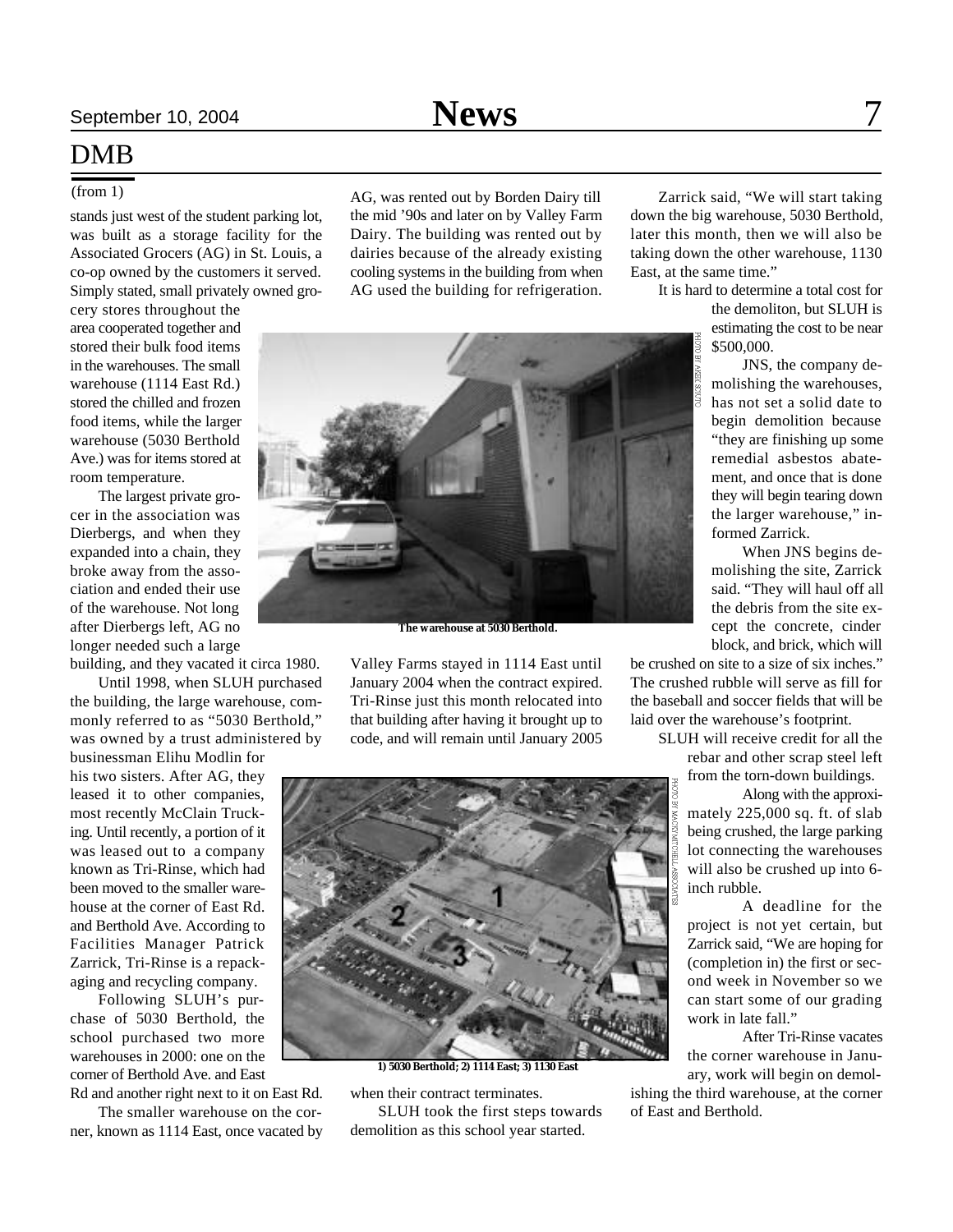# DMB

(from 1)

stands just west of the student parking lot, was built as a storage facility for the Associated Grocers (AG) in St. Louis, a co-op owned by the customers it served. Simply stated, small privately owned grocery stores throughout the area cooperated together and stored their bulk food items in the warehouses. The small warehouse (1114 East Rd.) stored the chilled and frozen food items, while the larger warehouse (5030 Berthold Ave.) was for items stored at room temperature.

The largest private grocer in the association was Dierbergs, and when they expanded into a chain, they broke away from the association and ended their use of the warehouse. Not long after Dierbergs left, AG no longer needed such a large building, and they vacated it circa 1980.

Until 1998, when SLUH purchased the building, the large warehouse, commonly referred to as "5030 Berthold," was owned by a trust administered by businessman Elihu Modlin for his two sisters. After AG, they leased it to other companies, most recently McClain Trucking. Until recently, a portion of it was leased out to a company known as Tri-Rinse, which had been moved to the smaller warehouse at the corner of East Rd. and Berthold Ave. According to Facilities Manager Patrick Zarrick, Tri-Rinse is a repackaging and recycling company.

Following SLUH's purchase of 5030 Berthold, the school purchased two more warehouses in 2000: one on the corner of Berthold Ave. and East Rd and another right next to it on East Rd.

The smaller warehouse on the corner, known as 1114 East, once vacated by AG, was rented out by Borden Dairy till the mid '90s and later on by Valley Farm Dairy. The building was rented out by dairies because of the already existing cooling systems in the building from when AG used the building for refrigeration.

PHOTO BY ALEK SCIUTO

The warehouse at 5030 Berthold.

Valley Farms stayed in 1114 East until January 2004 when the contract expired. Tri-Rinse just this month relocated into that building after having it brought up to code, and will remain until January 2005 when their contract terminates.

PHOTO BY MACKEY MITCHELL ASSOCIATES

1) 5030 Berthold; 2) 1114 East; 3) 1130 East

SLUH took the first steps towards demolition as this school year started.

Zarrick said, "We will start taking down the big warehouse, 5030 Berthold, later this month, then we will also be taking down the other warehouse, 1130 East, at the same time."

It is hard to determine a total cost for the demoliton, but SLUH is estimating the cost to be near $500,000.

JNS, the company demolishing the warehouses, has not set a solid date to begin demolition because "they are finishing up some remedial asbestos abatement, and once that is done they will begin tearing down the larger warehouse," informed Zarrick.

When JNS begins demolishing the site, Zarrick said. "They will haul off all the debris from the site except the concrete, cinder block, and brick, which will be crushed on site to a size of six inches." The crushed rubble will serve as fill for the baseball and soccer fields that will be laid over the warehouse's footprint.

SLUH will receive credit for all the rebar and other scrap steel left from the torn-down buildings.

Along with the approximately 225,000 sq. ft. of slab being crushed, the large parking lot connecting the warehouses will also be crushed up into 6-inch rubble.

A deadline for the project is not yet certain, but Zarrick said, "We are hoping for (completion in) the first or second week in November so we can start some of our grading work in late fall."

After Tri-Rinse vacates the corner warehouse in January, work will begin on demolishing the third warehouse, at the corner of East and Berthold.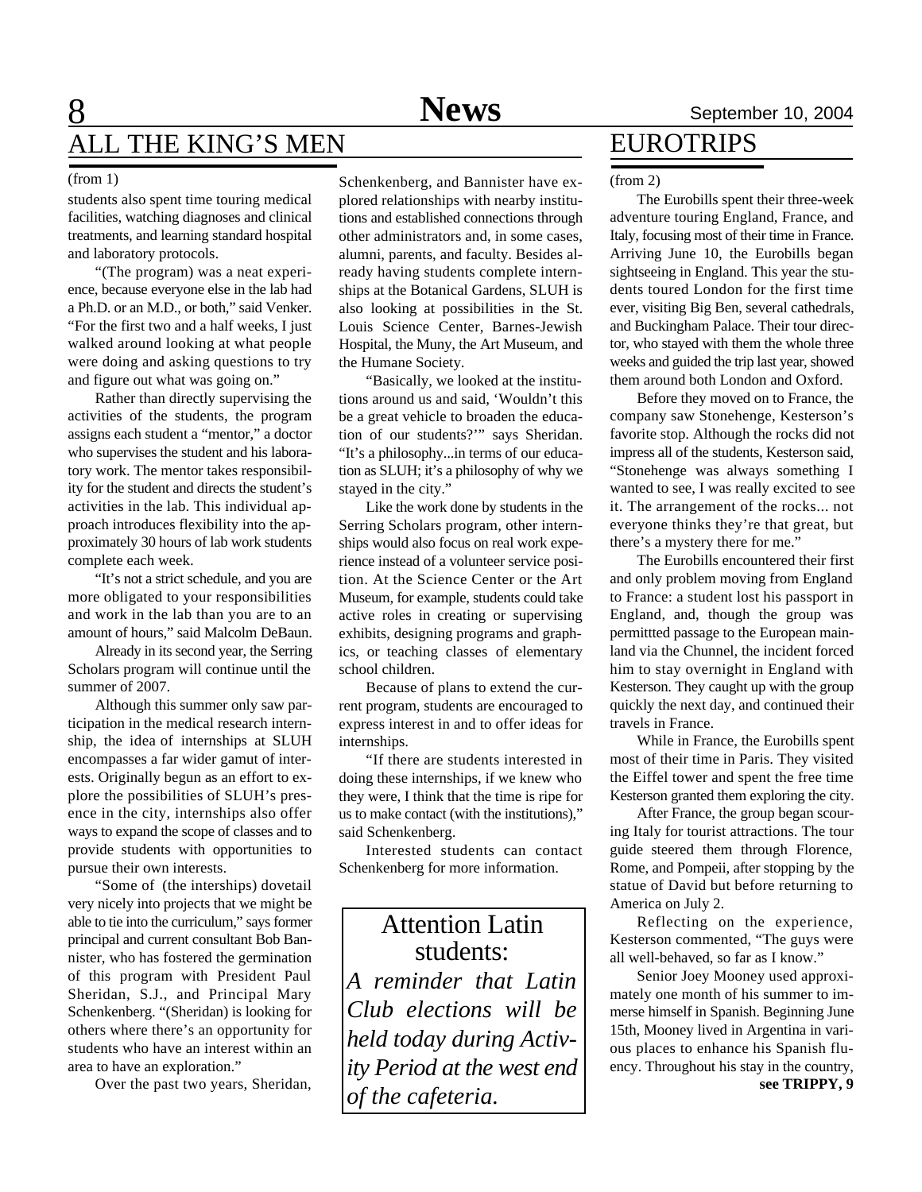## ALL THE KING'S MEN

(from 1)

students also spent time touring medical facilities, watching diagnoses and clinical treatments, and learning standard hospital and laboratory protocols.

"(The program) was a neat experience, because everyone else in the lab had a Ph.D. or an M.D., or both," said Venker. "For the first two and a half weeks, I just walked around looking at what people were doing and asking questions to try and figure out what was going on."

Rather than directly supervising the activities of the students, the program assigns each student a "mentor," a doctor who supervises the student and his laboratory work. The mentor takes responsibility for the student and directs the student's activities in the lab. This individual approach introduces flexibility into the approximately 30 hours of lab work students complete each week.

"It's not a strict schedule, and you are more obligated to your responsibilities and work in the lab than you are to an amount of hours," said Malcolm DeBaun.

Already in its second year, the Serring Scholars program will continue until the summer of 2007.

Although this summer only saw participation in the medical research internship, the idea of internships at SLUH encompasses a far wider gamut of interests. Originally begun as an effort to explore the possibilities of SLUH's presence in the city, internships also offer ways to expand the scope of classes and to provide students with opportunities to pursue their own interests.

"Some of (the interships) dovetail very nicely into projects that we might be able to tie into the curriculum," says former principal and current consultant Bob Bannister, who has fostered the germination of this program with President Paul Sheridan, S.J., and Principal Mary Schenkenberg. "(Sheridan) is looking for others where there's an opportunity for students who have an interest within an area to have an exploration."

Over the past two years, Sheridan, Schenkenberg, and Bannister have explored relationships with nearby institutions and established connections through other administrators and, in some cases, alumni, parents, and faculty. Besides already having students complete internships at the Botanical Gardens, SLUH is also looking at possibilities in the St. Louis Science Center, Barnes-Jewish Hospital, the Muny, the Art Museum, and the Humane Society.

"Basically, we looked at the institutions around us and said, 'Wouldn't this be a great vehicle to broaden the education of our students?'" says Sheridan. "It's a philosophy...in terms of our education as SLUH; it's a philosophy of why we stayed in the city."

Like the work done by students in the Serring Scholars program, other internships would also focus on real work experience instead of a volunteer service position. At the Science Center or the Art Museum, for example, students could take active roles in creating or supervising exhibits, designing programs and graphics, or teaching classes of elementary school children.

Because of plans to extend the current program, students are encouraged to express interest in and to offer ideas for internships.

"If there are students interested in doing these internships, if we knew who they were, I think that the time is ripe for us to make contact (with the institutions)," said Schenkenberg.

Interested students can contact Schenkenberg for more information.

### Attention Latin students:

*A reminder that Latin Club elections will be held today during Activity Period at the west end of the cafeteria.*

## EUROTRIPS

(from 2)

The Eurobills spent their three-week adventure touring England, France, and Italy, focusing most of their time in France. Arriving June 10, the Eurobills began sightseeing in England. This year the students toured London for the first time ever, visiting Big Ben, several cathedrals, and Buckingham Palace. Their tour director, who stayed with them the whole three weeks and guided the trip last year, showed them around both London and Oxford.

Before they moved on to France, the company saw Stonehenge, Kesterson's favorite stop. Although the rocks did not impress all of the students, Kesterson said, "Stonehenge was always something I wanted to see, I was really excited to see it. The arrangement of the rocks... not everyone thinks they're that great, but there's a mystery there for me."

The Eurobills encountered their first and only problem moving from England to France: a student lost his passport in England, and, though the group was permittted passage to the European mainland via the Chunnel, the incident forced him to stay overnight in England with Kesterson. They caught up with the group quickly the next day, and continued their travels in France.

While in France, the Eurobills spent most of their time in Paris. They visited the Eiffel tower and spent the free time Kesterson granted them exploring the city.

After France, the group began scouring Italy for tourist attractions. The tour guide steered them through Florence, Rome, and Pompeii, after stopping by the statue of David but before returning to America on July 2.

Reflecting on the experience, Kesterson commented, "The guys were all well-behaved, so far as I know."

Senior Joey Mooney used approximately one month of his summer to immerse himself in Spanish. Beginning June 15th, Mooney lived in Argentina in various places to enhance his Spanish fluency. Throughout his stay in the country,

**see TRIPPY, 9**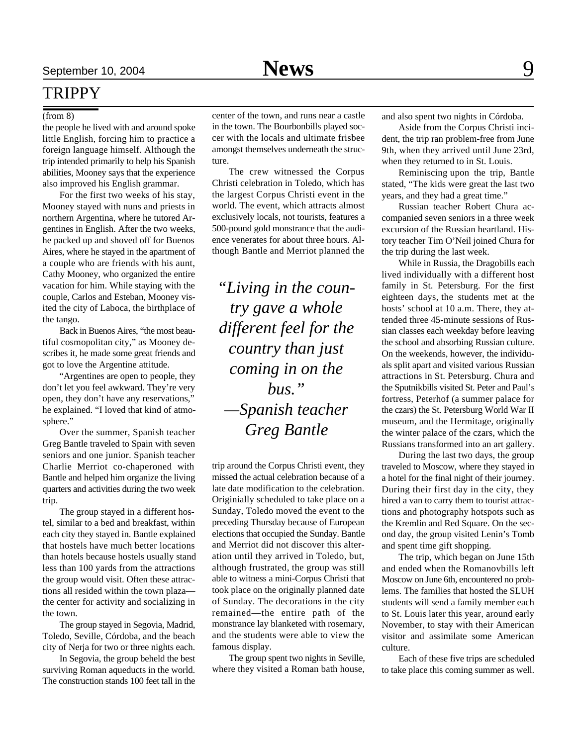## TRIPPY

(from 8)

the people he lived with and around spoke little English, forcing him to practice a foreign language himself. Although the trip intended primarily to help his Spanish abilities, Mooney says that the experience also improved his English grammar.

For the first two weeks of his stay, Mooney stayed with nuns and priests in northern Argentina, where he tutored Argentines in English. After the two weeks, he packed up and shoved off for Buenos Aires, where he stayed in the apartment of a couple who are friends with his aunt, Cathy Mooney, who organized the entire vacation for him. While staying with the couple, Carlos and Esteban, Mooney visited the city of Laboca, the birthplace of the tango.

Back in Buenos Aires, "the most beautiful cosmopolitan city," as Mooney describes it, he made some great friends and got to love the Argentine attitude.

"Argentines are open to people, they don't let you feel awkward. They're very open, they don't have any reservations," he explained. "I loved that kind of atmosphere."

Over the summer, Spanish teacher Greg Bantle traveled to Spain with seven seniors and one junior. Spanish teacher Charlie Merriot co-chaperoned with Bantle and helped him organize the living quarters and activities during the two week trip.

The group stayed in a different hostel, similar to a bed and breakfast, within each city they stayed in. Bantle explained that hostels have much better locations than hotels because hostels usually stand less than 100 yards from the attractions the group would visit. Often these attractions all resided within the town plaza—the center for activity and socializing in the town.

The group stayed in Segovia, Madrid, Toledo, Seville, Córdoba, and the beach city of Nerja for two or three nights each.

In Segovia, the group beheld the best surviving Roman aqueducts in the world. The construction stands 100 feet tall in the center of the town, and runs near a castle in the town. The Bourbonbills played soccer with the locals and ultimate frisbee amongst themselves underneath the structure.

The crew witnessed the Corpus Christi celebration in Toledo, which has the largest Corpus Christi event in the world. The event, which attracts almost exclusively locals, not tourists, features a 500-pound gold monstrance that the audience venerates for about three hours. Although Bantle and Merriot planned the trip around the Corpus Christi event, they missed the actual celebration because of a late date modification to the celebration. Originially scheduled to take place on a Sunday, Toledo moved the event to the preceding Thursday because of European elections that occupied the Sunday. Bantle and Merriot did not discover this alteration until they arrived in Toledo, but, although frustrated, the group was still able to witness a mini-Corpus Christi that took place on the originally planned date of Sunday. The decorations in the city remained—the entire path of the monstrance lay blanketed with rosemary, and the students were able to view the famous display.

> *"Living in the country gave a whole different feel for the country than just coming in on the bus."*
> *—Spanish teacher Greg Bantle*

The group spent two nights in Seville, where they visited a Roman bath house, and also spent two nights in Córdoba.

Aside from the Corpus Christi incident, the trip ran problem-free from June 9th, when they arrived until June 23rd, when they returned to in St. Louis.

Reminiscing upon the trip, Bantle stated, "The kids were great the last two years, and they had a great time."

Russian teacher Robert Chura accompanied seven seniors in a three week excursion of the Russian heartland. History teacher Tim O'Neil joined Chura for the trip during the last week.

While in Russia, the Dragobills each lived individually with a different host family in St. Petersburg. For the first eighteen days, the students met at the hosts' school at 10 a.m. There, they attended three 45-minute sessions of Russian classes each weekday before leaving the school and absorbing Russian culture. On the weekends, however, the individuals split apart and visited various Russian attractions in St. Petersburg. Chura and the Sputnikbills visited St. Peter and Paul's fortress, Peterhof (a summer palace for the czars) the St. Petersburg World War II museum, and the Hermitage, originally the winter palace of the czars, which the Russians transformed into an art gallery.

During the last two days, the group traveled to Moscow, where they stayed in a hotel for the final night of their journey. During their first day in the city, they hired a van to carry them to tourist attractions and photography hotspots such as the Kremlin and Red Square. On the second day, the group visited Lenin's Tomb and spent time gift shopping.

The trip, which began on June 15th and ended when the Romanovbills left Moscow on June 6th, encountered no problems. The families that hosted the SLUH students will send a family member each to St. Louis later this year, around early November, to stay with their American visitor and assimilate some American culture.

Each of these five trips are scheduled to take place this coming summer as well.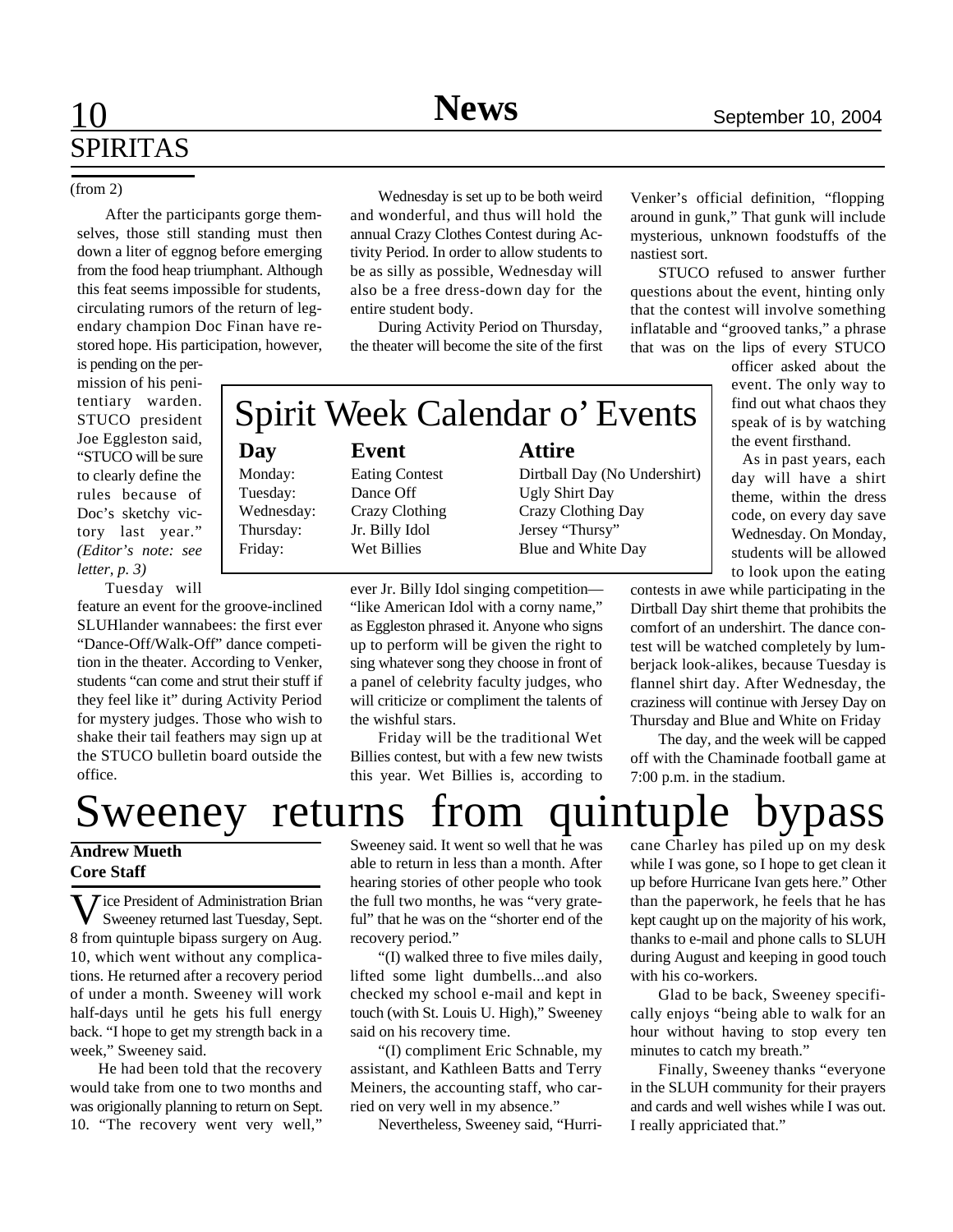## SPIRITAS

(from 2)

After the participants gorge themselves, those still standing must then down a liter of eggnog before emerging from the food heap triumphant. Although this feat seems impossible for students, circulating rumors of the return of legendary champion Doc Finan have restored hope. His participation, however, is pending on the permission of his penitentiary warden. STUCO president Joe Eggleston said, "STUCO will be sure to clearly define the rules because of Doc's sketchy victory last year." *(Editor's note: see letter, p. 3)*

Tuesday will feature an event for the groove-inclined SLUHlander wannabees: the first ever "Dance-Off/Walk-Off" dance competition in the theater. According to Venker, students "can come and strut their stuff if they feel like it" during Activity Period for mystery judges. Those who wish to shake their tail feathers may sign up at the STUCO bulletin board outside the office.

Wednesday is set up to be both weird and wonderful, and thus will hold the annual Crazy Clothes Contest during Activity Period. In order to allow students to be as silly as possible, Wednesday will also be a free dress-down day for the entire student body.

During Activity Period on Thursday, the theater will become the site of the first ever Jr. Billy Idol singing competition—"like American Idol with a corny name," as Eggleston phrased it. Anyone who signs up to perform will be given the right to sing whatever song they choose in front of a panel of celebrity faculty judges, who will criticize or compliment the talents of the wishful stars.

Friday will be the traditional Wet Billies contest, but with a few new twists this year. Wet Billies is, according to Venker's official definition, "flopping around in gunk," That gunk will include mysterious, unknown foodstuffs of the nastiest sort.

STUCO refused to answer further questions about the event, hinting only that the contest will involve something inflatable and "grooved tanks," a phrase that was on the lips of every STUCO officer asked about the event. The only way to find out what chaos they speak of is by watching the event firsthand.

As in past years, each day will have a shirt theme, within the dress code, on every day save Wednesday. On Monday, students will be allowed to look upon the eating contests in awe while participating in the Dirtball Day shirt theme that prohibits the comfort of an undershirt. The dance contest will be watched completely by lumberjack look-alikes, because Tuesday is flannel shirt day. After Wednesday, the craziness will continue with Jersey Day on Thursday and Blue and White on Friday

The day, and the week will be capped off with the Chaminade football game at 7:00 p.m. in the stadium.

### Spirit Week Calendar o' Events

| Day | Event | Attire |
|---|---|---|
| Monday: | Eating Contest | Dirtball Day (No Undershirt) |
| Tuesday: | Dance Off | Ugly Shirt Day |
| Wednesday: | Crazy Clothing | Crazy Clothing Day |
| Thursday: | Jr. Billy Idol | Jersey "Thursy" |
| Friday: | Wet Billies | Blue and White Day |

# Sweeney returns from quintuple bypass

**Andrew Mueth**
**Core Staff**

Vice President of Administration Brian Sweeney returned last Tuesday, Sept. 8 from quintuple bipass surgery on Aug. 10, which went without any complications. He returned after a recovery period of under a month. Sweeney will work half-days until he gets his full energy back. "I hope to get my strength back in a week," Sweeney said.

He had been told that the recovery would take from one to two months and was origionally planning to return on Sept. 10. "The recovery went very well," Sweeney said. It went so well that he was able to return in less than a month. After hearing stories of other people who took the full two months, he was "very grateful" that he was on the "shorter end of the recovery period."

"(I) walked three to five miles daily, lifted some light dumbells...and also checked my school e-mail and kept in touch (with St. Louis U. High)," Sweeney said on his recovery time.

"(I) compliment Eric Schnable, my assistant, and Kathleen Batts and Terry Meiners, the accounting staff, who carried on very well in my absence."

Nevertheless, Sweeney said, "Hurricane Charley has piled up on my desk while I was gone, so I hope to get clean it up before Hurricane Ivan gets here." Other than the paperwork, he feels that he has kept caught up on the majority of his work, thanks to e-mail and phone calls to SLUH during August and keeping in good touch with his co-workers.

Glad to be back, Sweeney specifically enjoys "being able to walk for an hour without having to stop every ten minutes to catch my breath."

Finally, Sweeney thanks "everyone in the SLUH community for their prayers and cards and well wishes while I was out. I really appriciated that."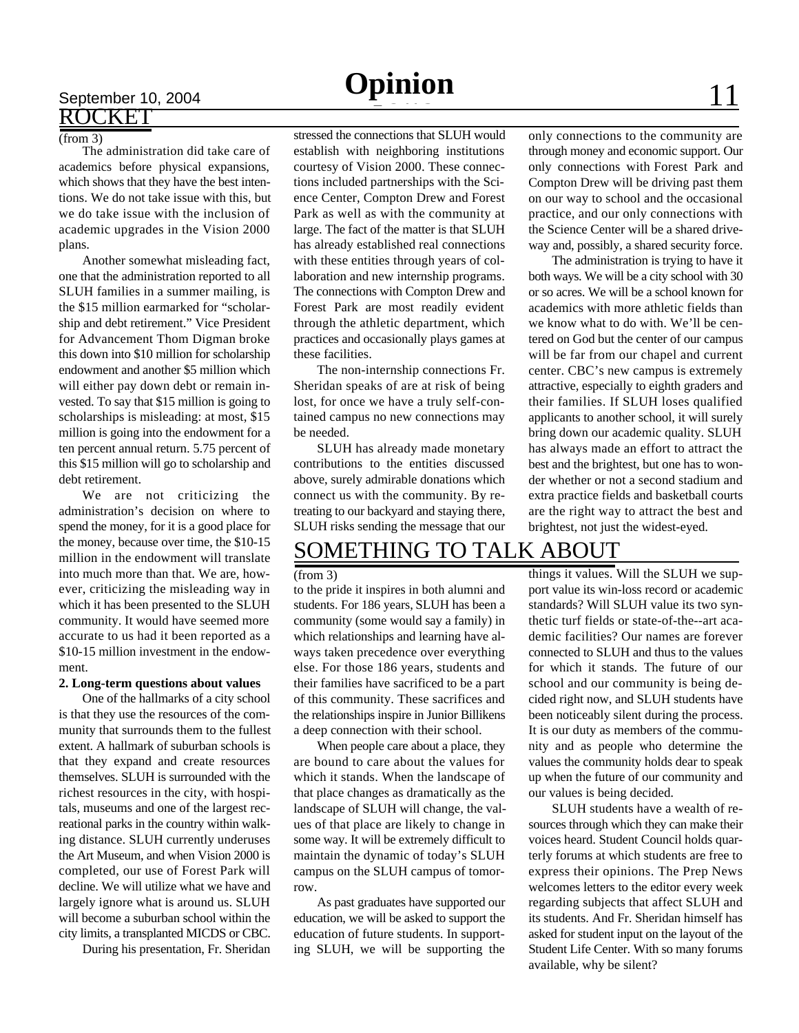## ROCKET

(from 3)

The administration did take care of academics before physical expansions, which shows that they have the best intentions. We do not take issue with this, but we do take issue with the inclusion of academic upgrades in the Vision 2000 plans.

Another somewhat misleading fact, one that the administration reported to all SLUH families in a summer mailing, is the $15 million earmarked for "scholarship and debt retirement." Vice President for Advancement Thom Digman broke this down into $10 million for scholarship endowment and another $5 million which will either pay down debt or remain invested. To say that $15 million is going to scholarships is misleading: at most, $15 million is going into the endowment for a ten percent annual return. 5.75 percent of this $15 million will go to scholarship and debt retirement.

We are not criticizing the administration's decision on where to spend the money, for it is a good place for the money, because over time, the $10-15 million in the endowment will translate into much more than that. We are, however, criticizing the misleading way in which it has been presented to the SLUH community. It would have seemed more accurate to us had it been reported as a $10-15 million investment in the endowment.

**2. Long-term questions about values**

One of the hallmarks of a city school is that they use the resources of the community that surrounds them to the fullest extent. A hallmark of suburban schools is that they expand and create resources themselves. SLUH is surrounded with the richest resources in the city, with hospitals, museums and one of the largest recreational parks in the country within walking distance. SLUH currently underuses the Art Museum, and when Vision 2000 is completed, our use of Forest Park will decline. We will utilize what we have and largely ignore what is around us. SLUH will become a suburban school within the city limits, a transplanted MICDS or CBC.

During his presentation, Fr. Sheridan stressed the connections that SLUH would establish with neighboring institutions courtesy of Vision 2000. These connections included partnerships with the Science Center, Compton Drew and Forest Park as well as with the community at large. The fact of the matter is that SLUH has already established real connections with these entities through years of collaboration and new internship programs. The connections with Compton Drew and Forest Park are most readily evident through the athletic department, which practices and occasionally plays games at these facilities.

The non-internship connections Fr. Sheridan speaks of are at risk of being lost, for once we have a truly self-contained campus no new connections may be needed.

SLUH has already made monetary contributions to the entities discussed above, surely admirable donations which connect us with the community. By retreating to our backyard and staying there, SLUH risks sending the message that our only connections to the community are through money and economic support. Our only connections with Forest Park and Compton Drew will be driving past them on our way to school and the occasional practice, and our only connections with the Science Center will be a shared driveway and, possibly, a shared security force.

The administration is trying to have it both ways. We will be a city school with 30 or so acres. We will be a school known for academics with more athletic fields than we know what to do with. We'll be centered on God but the center of our campus will be far from our chapel and current center. CBC's new campus is extremely attractive, especially to eighth graders and their families. If SLUH loses qualified applicants to another school, it will surely bring down our academic quality. SLUH has always made an effort to attract the best and the brightest, but one has to wonder whether or not a second stadium and extra practice fields and basketball courts are the right way to attract the best and brightest, not just the widest-eyed.

## SOMETHING TO TALK ABOUT

(from 3)

to the pride it inspires in both alumni and students. For 186 years, SLUH has been a community (some would say a family) in which relationships and learning have always taken precedence over everything else. For those 186 years, students and their families have sacrificed to be a part of this community. These sacrifices and the relationships inspire in Junior Billikens a deep connection with their school.

When people care about a place, they are bound to care about the values for which it stands. When the landscape of that place changes as dramatically as the landscape of SLUH will change, the values of that place are likely to change in some way. It will be extremely difficult to maintain the dynamic of today's SLUH campus on the SLUH campus of tomorrow.

As past graduates have supported our education, we will be asked to support the education of future students. In supporting SLUH, we will be supporting the things it values. Will the SLUH we support value its win-loss record or academic standards? Will SLUH value its two synthetic turf fields or state-of-the--art academic facilities? Our names are forever connected to SLUH and thus to the values for which it stands. The future of our school and our community is being decided right now, and SLUH students have been noticeably silent during the process. It is our duty as members of the community and as people who determine the values the community holds dear to speak up when the future of our community and our values is being decided.

SLUH students have a wealth of resources through which they can make their voices heard. Student Council holds quarterly forums at which students are free to express their opinions. The Prep News welcomes letters to the editor every week regarding subjects that affect SLUH and its students. And Fr. Sheridan himself has asked for student input on the layout of the Student Life Center. With so many forums available, why be silent?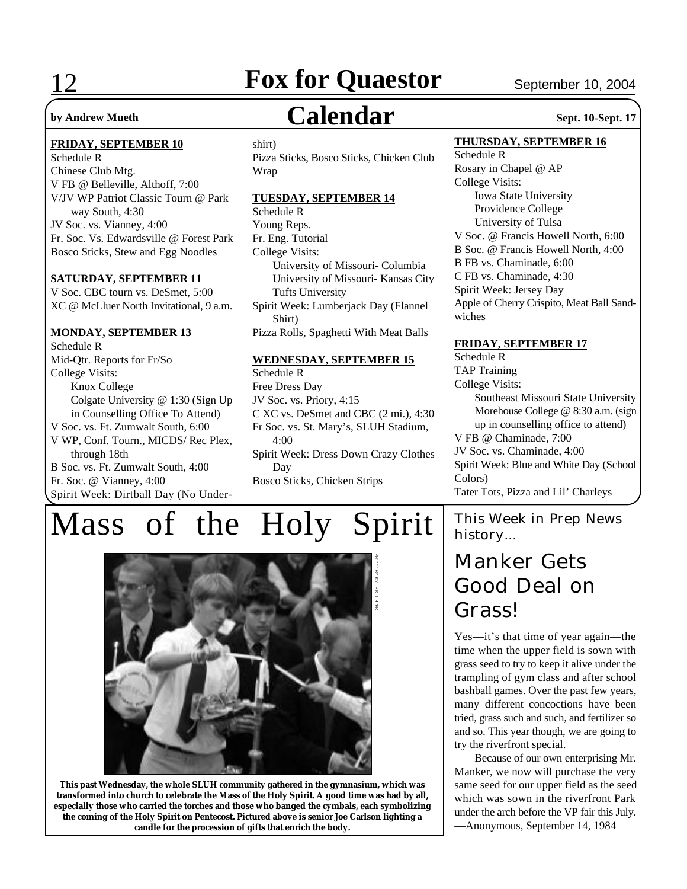# Fox for Quaestor

## Calendar

**by Andrew Mueth** — **Sept. 10-Sept. 17**

**FRIDAY, SEPTEMBER 10**
Schedule R
Chinese Club Mtg.
V FB @ Belleville, Althoff, 7:00
V/JV WP Patriot Classic Tourn @ Park way South, 4:30
JV Soc. vs. Vianney, 4:00
Fr. Soc. Vs. Edwardsville @ Forest Park
Bosco Sticks, Stew and Egg Noodles

**SATURDAY, SEPTEMBER 11**
V Soc. CBC tourn vs. DeSmet, 5:00
XC @ McLluer North Invitational, 9 a.m.

**MONDAY, SEPTEMBER 13**
Schedule R
Mid-Qtr. Reports for Fr/So
College Visits:
Knox College
Colgate University @ 1:30 (Sign Up in Counselling Office To Attend)
V Soc. vs. Ft. Zumwalt South, 6:00
V WP, Conf. Tourn., MICDS/ Rec Plex, through 18th
B Soc. vs. Ft. Zumwalt South, 4:00
Fr. Soc. @ Vianney, 4:00
Spirit Week: Dirtball Day (No Under-shirt)
Pizza Sticks, Bosco Sticks, Chicken Club Wrap

**TUESDAY, SEPTEMBER 14**
Schedule R
Young Reps.
Fr. Eng. Tutorial
College Visits:
University of Missouri- Columbia
University of Missouri- Kansas City
Tufts University
Spirit Week: Lumberjack Day (Flannel Shirt)
Pizza Rolls, Spaghetti With Meat Balls

**WEDNESDAY, SEPTEMBER 15**
Schedule R
Free Dress Day
JV Soc. vs. Priory, 4:15
C XC vs. DeSmet and CBC (2 mi.), 4:30
Fr Soc. vs. St. Mary's, SLUH Stadium, 4:00
Spirit Week: Dress Down Crazy Clothes Day
Bosco Sticks, Chicken Strips

**THURSDAY, SEPTEMBER 16**
Schedule R
Rosary in Chapel @ AP
College Visits:
Iowa State University
Providence College
University of Tulsa
V Soc. @ Francis Howell North, 6:00
B Soc. @ Francis Howell North, 4:00
B FB vs. Chaminade, 6:00
C FB vs. Chaminade, 4:30
Spirit Week: Jersey Day
Apple of Cherry Crispito, Meat Ball Sandwiches

**FRIDAY, SEPTEMBER 17**
Schedule R
TAP Training
College Visits:
Southeast Missouri State University
Morehouse College @ 8:30 a.m. (sign up in counselling office to attend)
V FB @ Chaminade, 7:00
JV Soc. vs. Chaminade, 4:00
Spirit Week: Blue and White Day (School Colors)
Tater Tots, Pizza and Lil' Charleys

# Mass of the Holy Spirit

PHOTO BY KYLE KLOSTER

**This past Wednesday, the whole SLUH community gathered in the gymnasium, which was transformed into church to celebrate the Mass of the Holy Spirit. A good time was had by all, especially those who carried the torches and those who banged the cymbals, each symbolizing the coming of the Holy Spirit on Pentecost. Pictured above is senior Joe Carlson lighting a candle for the procession of gifts that enrich the body.**

*This Week in Prep News history...*

## Manker Gets Good Deal on Grass!

Yes—it's that time of year again—the time when the upper field is sown with grass seed to try to keep it alive under the trampling of gym class and after school bashball games. Over the past few years, many different concoctions have been tried, grass such and such, and fertilizer so and so. This year though, we are going to try the riverfront special.

Because of our own enterprising Mr. Manker, we now will purchase the very same seed for our upper field as the seed which was sown in the riverfront Park under the arch before the VP fair this July.

—Anonymous, September 14, 1984